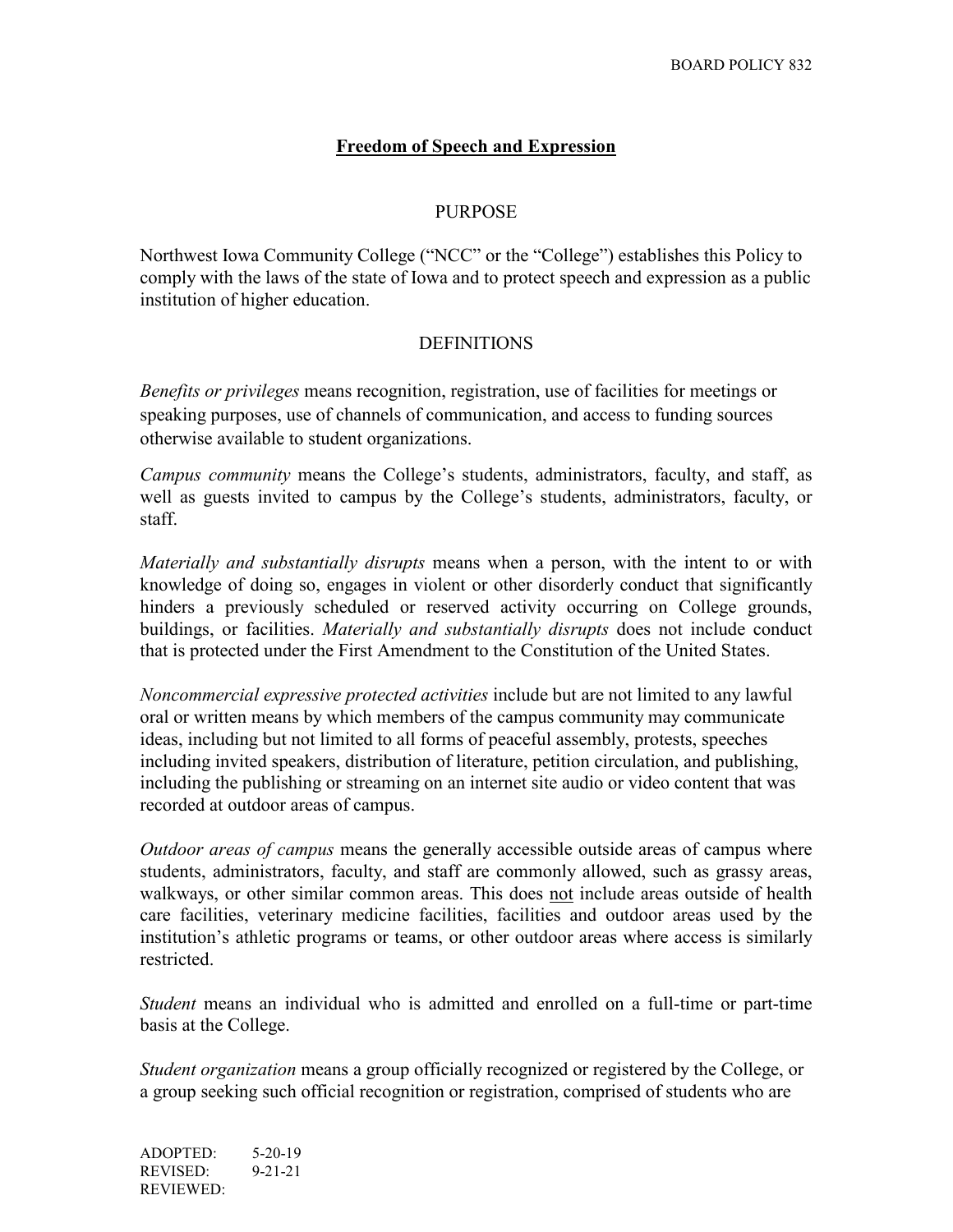# Freedom of Speech and Expression

## PURPOSE

Northwest Iowa Community College ("NCC" or the "College") establishes this Policy to comply with the laws of the state of Iowa and to protect speech and expression as a public institution of higher education.

## DEFINITIONS

*Benefits or privileges* means recognition, registration, use of facilities for meetings or speaking purposes, use of channels of communication, and access to funding sources otherwise available to student organizations.

*Campus community* means the College's students, administrators, faculty, and staff, as well as guests invited to campus by the College's students, administrators, faculty, or staff.

*Materially and substantially disrupts* means when a person, with the intent to or with knowledge of doing so, engages in violent or other disorderly conduct that significantly hinders a previously scheduled or reserved activity occurring on College grounds, buildings, or facilities. *Materially and substantially disrupts* does not include conduct that is protected under the First Amendment to the Constitution of the United States.

*Noncommercial expressive protected activities* include but are not limited to any lawful oral or written means by which members of the campus community may communicate ideas, including but not limited to all forms of peaceful assembly, protests, speeches including invited speakers, distribution of literature, petition circulation, and publishing, including the publishing or streaming on an internet site audio or video content that was recorded at outdoor areas of campus.

*Outdoor areas of campus* means the generally accessible outside areas of campus where students, administrators, faculty, and staff are commonly allowed, such as grassy areas, walkways, or other similar common areas. This does not include areas outside of health care facilities, veterinary medicine facilities, facilities and outdoor areas used by the institution's athletic programs or teams, or other outdoor areas where access is similarly restricted.

*Student* means an individual who is admitted and enrolled on a full-time or part-time basis at the College.

*Student organization* means a group officially recognized or registered by the College, or a group seeking such official recognition or registration, comprised of students who are

ADOPTED: 5-20-19
REVISED: 9-21-21
REVIEWED: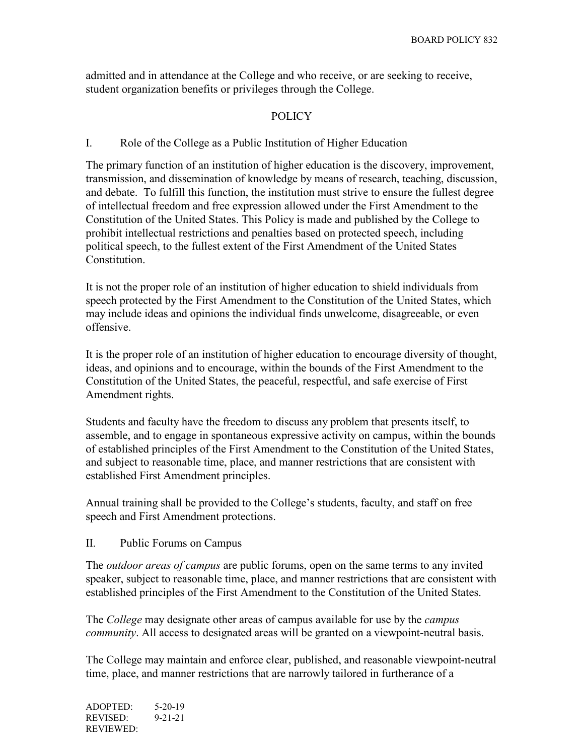admitted and in attendance at the College and who receive, or are seeking to receive, student organization benefits or privileges through the College.

## POLICY

### I. Role of the College as a Public Institution of Higher Education

The primary function of an institution of higher education is the discovery, improvement, transmission, and dissemination of knowledge by means of research, teaching, discussion, and debate. To fulfill this function, the institution must strive to ensure the fullest degree of intellectual freedom and free expression allowed under the First Amendment to the Constitution of the United States. This Policy is made and published by the College to prohibit intellectual restrictions and penalties based on protected speech, including political speech, to the fullest extent of the First Amendment of the United States Constitution.

It is not the proper role of an institution of higher education to shield individuals from speech protected by the First Amendment to the Constitution of the United States, which may include ideas and opinions the individual finds unwelcome, disagreeable, or even offensive.

It is the proper role of an institution of higher education to encourage diversity of thought, ideas, and opinions and to encourage, within the bounds of the First Amendment to the Constitution of the United States, the peaceful, respectful, and safe exercise of First Amendment rights.

Students and faculty have the freedom to discuss any problem that presents itself, to assemble, and to engage in spontaneous expressive activity on campus, within the bounds of established principles of the First Amendment to the Constitution of the United States, and subject to reasonable time, place, and manner restrictions that are consistent with established First Amendment principles.

Annual training shall be provided to the College's students, faculty, and staff on free speech and First Amendment protections.

### II. Public Forums on Campus

The *outdoor areas of campus* are public forums, open on the same terms to any invited speaker, subject to reasonable time, place, and manner restrictions that are consistent with established principles of the First Amendment to the Constitution of the United States.

The *College* may designate other areas of campus available for use by the *campus community*. All access to designated areas will be granted on a viewpoint-neutral basis.

The College may maintain and enforce clear, published, and reasonable viewpoint-neutral time, place, and manner restrictions that are narrowly tailored in furtherance of a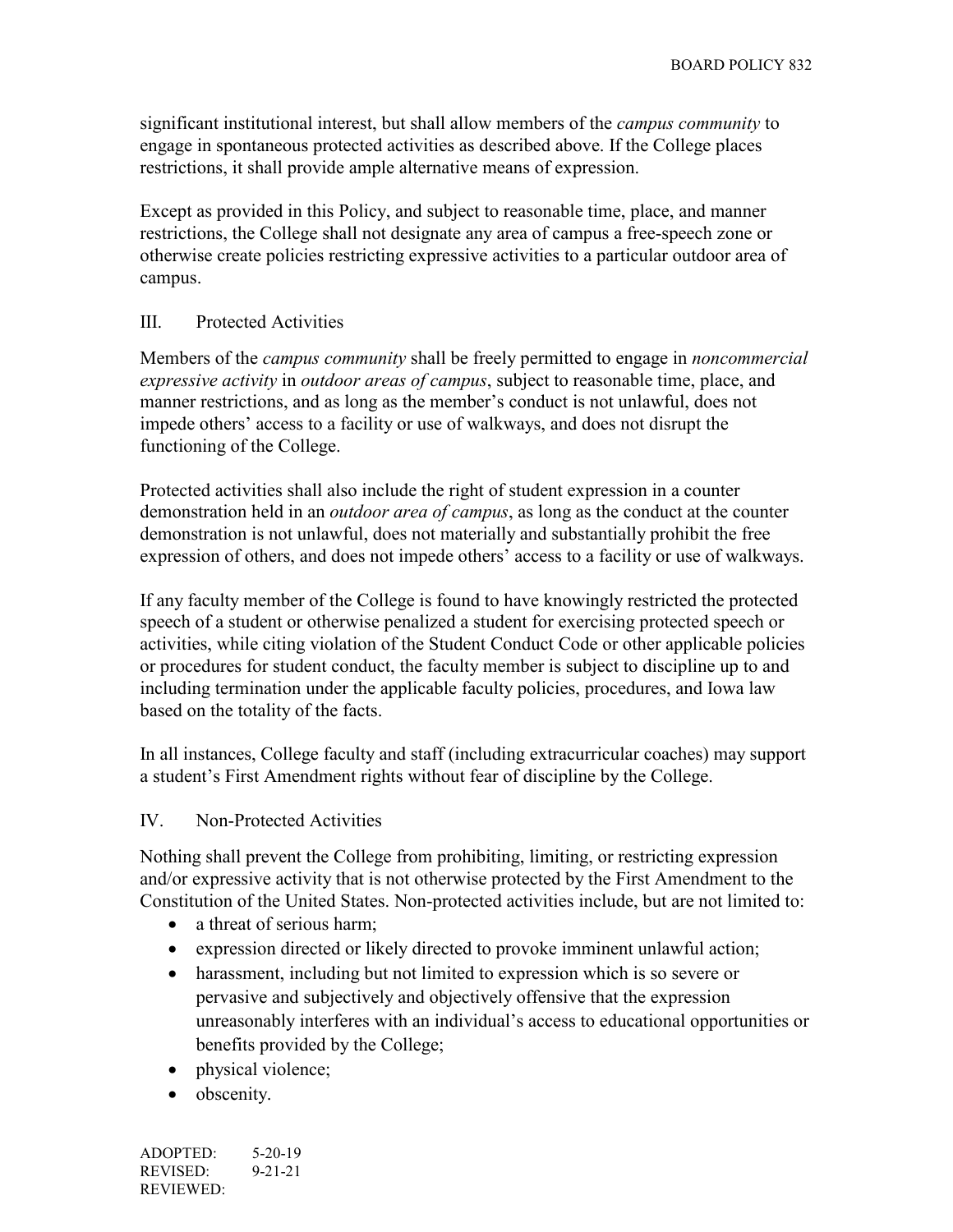significant institutional interest, but shall allow members of the *campus community* to engage in spontaneous protected activities as described above. If the College places restrictions, it shall provide ample alternative means of expression.

Except as provided in this Policy, and subject to reasonable time, place, and manner restrictions, the College shall not designate any area of campus a free-speech zone or otherwise create policies restricting expressive activities to a particular outdoor area of campus.

## III. Protected Activities

Members of the *campus community* shall be freely permitted to engage in *noncommercial expressive activity* in *outdoor areas of campus*, subject to reasonable time, place, and manner restrictions, and as long as the member's conduct is not unlawful, does not impede others' access to a facility or use of walkways, and does not disrupt the functioning of the College.

Protected activities shall also include the right of student expression in a counter demonstration held in an *outdoor area of campus*, as long as the conduct at the counter demonstration is not unlawful, does not materially and substantially prohibit the free expression of others, and does not impede others' access to a facility or use of walkways.

If any faculty member of the College is found to have knowingly restricted the protected speech of a student or otherwise penalized a student for exercising protected speech or activities, while citing violation of the Student Conduct Code or other applicable policies or procedures for student conduct, the faculty member is subject to discipline up to and including termination under the applicable faculty policies, procedures, and Iowa law based on the totality of the facts.

In all instances, College faculty and staff (including extracurricular coaches) may support a student's First Amendment rights without fear of discipline by the College.

## IV. Non-Protected Activities

Nothing shall prevent the College from prohibiting, limiting, or restricting expression and/or expressive activity that is not otherwise protected by the First Amendment to the Constitution of the United States. Non-protected activities include, but are not limited to:

- a threat of serious harm;
- expression directed or likely directed to provoke imminent unlawful action;
- harassment, including but not limited to expression which is so severe or pervasive and subjectively and objectively offensive that the expression unreasonably interferes with an individual's access to educational opportunities or benefits provided by the College;
- physical violence;
- obscenity.

ADOPTED: 5-20-19
REVISED: 9-21-21
REVIEWED: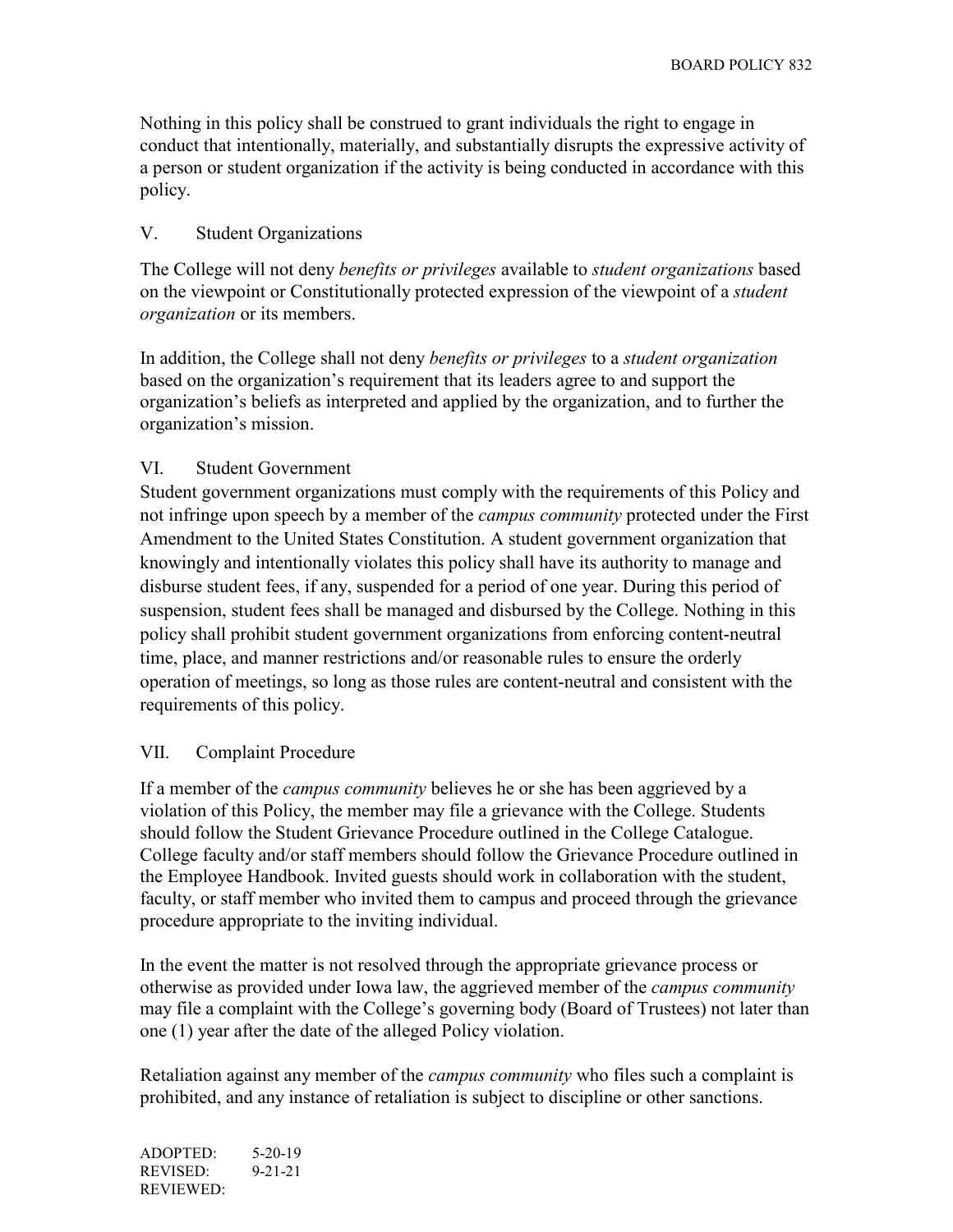Nothing in this policy shall be construed to grant individuals the right to engage in conduct that intentionally, materially, and substantially disrupts the expressive activity of a person or student organization if the activity is being conducted in accordance with this policy.

## V. Student Organizations

The College will not deny *benefits or privileges* available to *student organizations* based on the viewpoint or Constitutionally protected expression of the viewpoint of a *student organization* or its members.

In addition, the College shall not deny *benefits or privileges* to a *student organization* based on the organization's requirement that its leaders agree to and support the organization's beliefs as interpreted and applied by the organization, and to further the organization's mission.

## VI. Student Government

Student government organizations must comply with the requirements of this Policy and not infringe upon speech by a member of the *campus community* protected under the First Amendment to the United States Constitution. A student government organization that knowingly and intentionally violates this policy shall have its authority to manage and disburse student fees, if any, suspended for a period of one year. During this period of suspension, student fees shall be managed and disbursed by the College. Nothing in this policy shall prohibit student government organizations from enforcing content-neutral time, place, and manner restrictions and/or reasonable rules to ensure the orderly operation of meetings, so long as those rules are content-neutral and consistent with the requirements of this policy.

## VII. Complaint Procedure

If a member of the *campus community* believes he or she has been aggrieved by a violation of this Policy, the member may file a grievance with the College. Students should follow the Student Grievance Procedure outlined in the College Catalogue. College faculty and/or staff members should follow the Grievance Procedure outlined in the Employee Handbook. Invited guests should work in collaboration with the student, faculty, or staff member who invited them to campus and proceed through the grievance procedure appropriate to the inviting individual.

In the event the matter is not resolved through the appropriate grievance process or otherwise as provided under Iowa law, the aggrieved member of the *campus community* may file a complaint with the College's governing body (Board of Trustees) not later than one (1) year after the date of the alleged Policy violation.

Retaliation against any member of the *campus community* who files such a complaint is prohibited, and any instance of retaliation is subject to discipline or other sanctions.

ADOPTED: 5-20-19
REVISED: 9-21-21
REVIEWED: